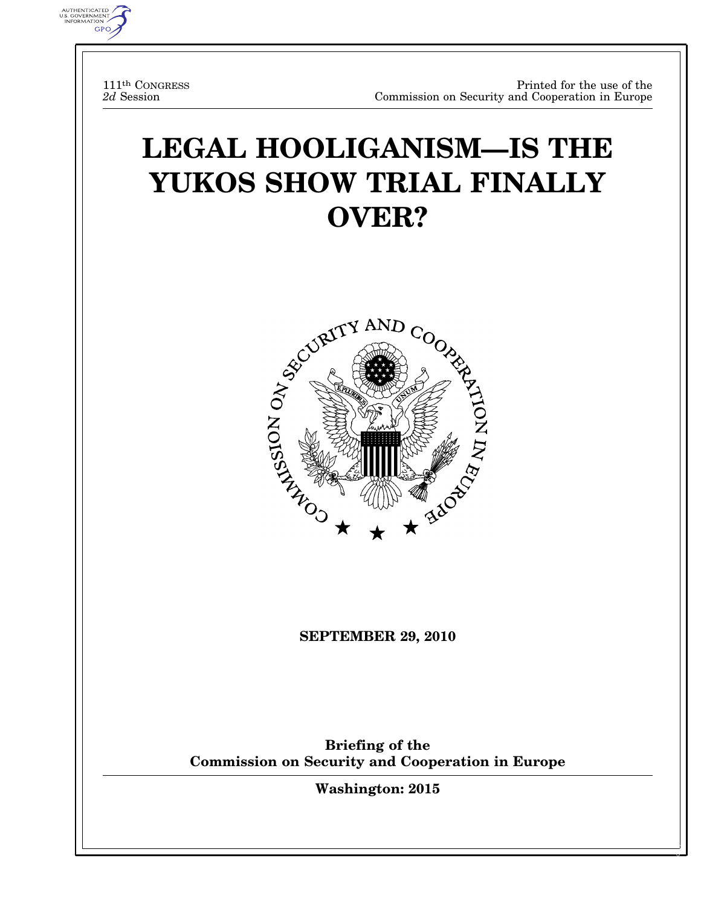111th CONGRESS
*2d* Session

Printed for the use of the
Commission on Security and Cooperation in Europe

# LEGAL HOOLIGANISM—IS THE YUKOS SHOW TRIAL FINALLY OVER?

**SEPTEMBER 29, 2010**

**Briefing of the**
**Commission on Security and Cooperation in Europe**

**Washington: 2015**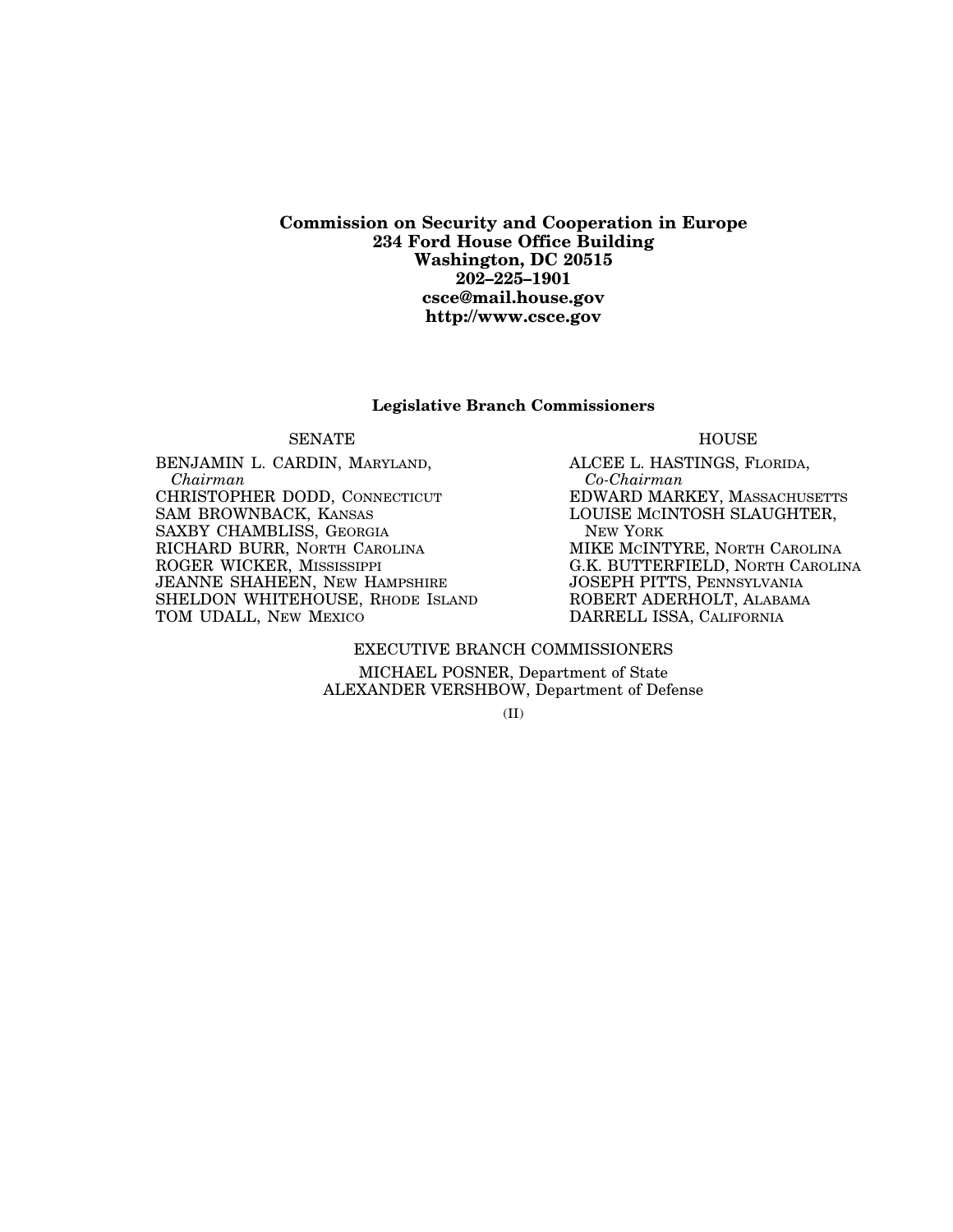**Commission on Security and Cooperation in Europe**
**234 Ford House Office Building**
**Washington, DC 20515**
**202–225–1901**
**csce@mail.house.gov**
**http://www.csce.gov**

**Legislative Branch Commissioners**

SENATE

BENJAMIN L. CARDIN, MARYLAND,
*Chairman*
CHRISTOPHER DODD, CONNECTICUT
SAM BROWNBACK, KANSAS
SAXBY CHAMBLISS, GEORGIA
RICHARD BURR, NORTH CAROLINA
ROGER WICKER, MISSISSIPPI
JEANNE SHAHEEN, NEW HAMPSHIRE
SHELDON WHITEHOUSE, RHODE ISLAND
TOM UDALL, NEW MEXICO

HOUSE

ALCEE L. HASTINGS, FLORIDA,
*Co-Chairman*
EDWARD MARKEY, MASSACHUSETTS
LOUISE McINTOSH SLAUGHTER, NEW YORK
MIKE McINTYRE, NORTH CAROLINA
G.K. BUTTERFIELD, NORTH CAROLINA
JOSEPH PITTS, PENNSYLVANIA
ROBERT ADERHOLT, ALABAMA
DARRELL ISSA, CALIFORNIA

EXECUTIVE BRANCH COMMISSIONERS

MICHAEL POSNER, Department of State
ALEXANDER VERSHBOW, Department of Defense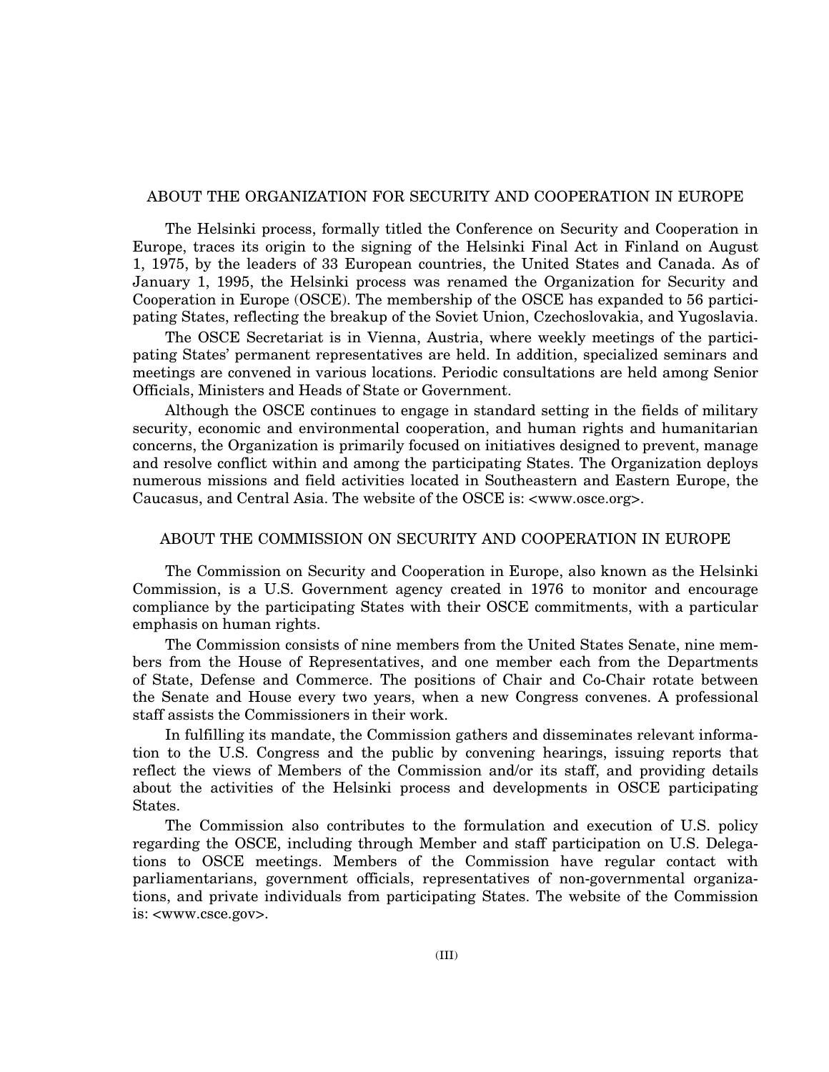## ABOUT THE ORGANIZATION FOR SECURITY AND COOPERATION IN EUROPE

The Helsinki process, formally titled the Conference on Security and Cooperation in Europe, traces its origin to the signing of the Helsinki Final Act in Finland on August 1, 1975, by the leaders of 33 European countries, the United States and Canada. As of January 1, 1995, the Helsinki process was renamed the Organization for Security and Cooperation in Europe (OSCE). The membership of the OSCE has expanded to 56 participating States, reflecting the breakup of the Soviet Union, Czechoslovakia, and Yugoslavia.

The OSCE Secretariat is in Vienna, Austria, where weekly meetings of the participating States' permanent representatives are held. In addition, specialized seminars and meetings are convened in various locations. Periodic consultations are held among Senior Officials, Ministers and Heads of State or Government.

Although the OSCE continues to engage in standard setting in the fields of military security, economic and environmental cooperation, and human rights and humanitarian concerns, the Organization is primarily focused on initiatives designed to prevent, manage and resolve conflict within and among the participating States. The Organization deploys numerous missions and field activities located in Southeastern and Eastern Europe, the Caucasus, and Central Asia. The website of the OSCE is: <www.osce.org>.

## ABOUT THE COMMISSION ON SECURITY AND COOPERATION IN EUROPE

The Commission on Security and Cooperation in Europe, also known as the Helsinki Commission, is a U.S. Government agency created in 1976 to monitor and encourage compliance by the participating States with their OSCE commitments, with a particular emphasis on human rights.

The Commission consists of nine members from the United States Senate, nine members from the House of Representatives, and one member each from the Departments of State, Defense and Commerce. The positions of Chair and Co-Chair rotate between the Senate and House every two years, when a new Congress convenes. A professional staff assists the Commissioners in their work.

In fulfilling its mandate, the Commission gathers and disseminates relevant information to the U.S. Congress and the public by convening hearings, issuing reports that reflect the views of Members of the Commission and/or its staff, and providing details about the activities of the Helsinki process and developments in OSCE participating States.

The Commission also contributes to the formulation and execution of U.S. policy regarding the OSCE, including through Member and staff participation on U.S. Delegations to OSCE meetings. Members of the Commission have regular contact with parliamentarians, government officials, representatives of non-governmental organizations, and private individuals from participating States. The website of the Commission is: <www.csce.gov>.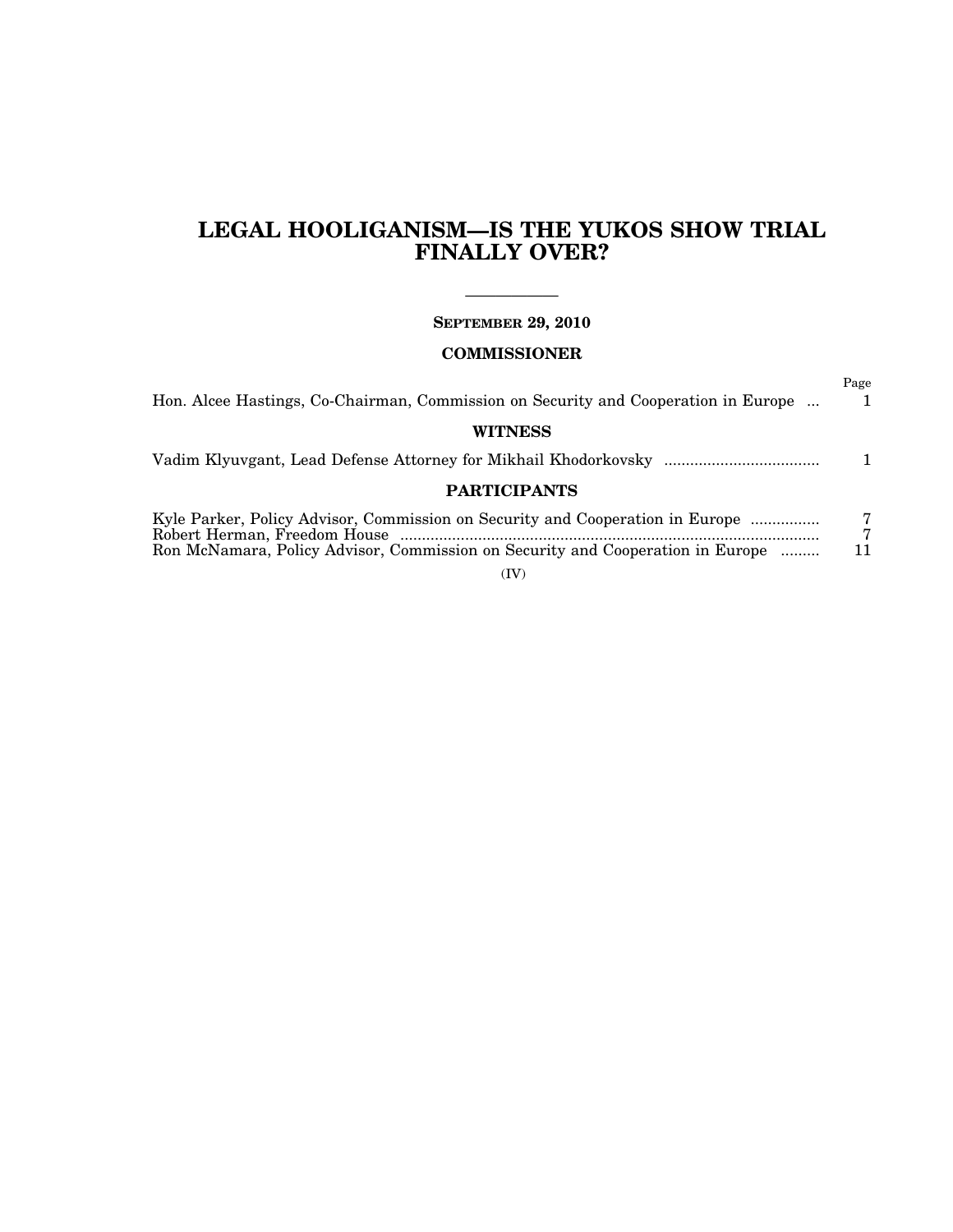# LEGAL HOOLIGANISM—IS THE YUKOS SHOW TRIAL FINALLY OVER?

---

**SEPTEMBER 29, 2010**

## COMMISSIONER

| | Page |
|---|---|
| Hon. Alcee Hastings, Co-Chairman, Commission on Security and Cooperation in Europe ... | 1 |

## WITNESS

| | |
|---|---|
| Vadim Klyuvgant, Lead Defense Attorney for Mikhail Khodorkovsky .................................... | 1 |

## PARTICIPANTS

| | |
|---|---|
| Kyle Parker, Policy Advisor, Commission on Security and Cooperation in Europe ................ | 7 |
| Robert Herman, Freedom House ................................................................................................ | 7 |
| Ron McNamara, Policy Advisor, Commission on Security and Cooperation in Europe ......... | 11 |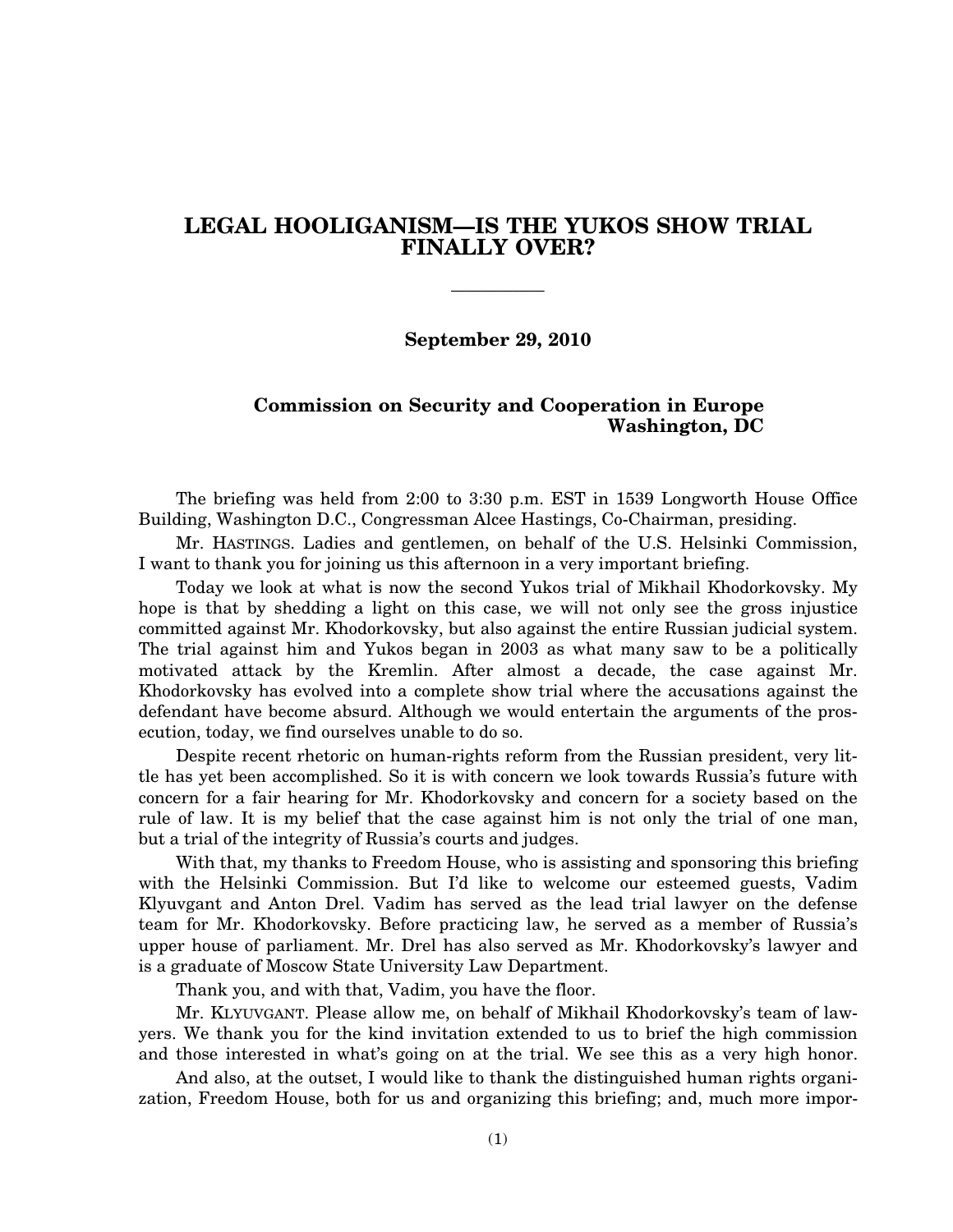# LEGAL HOOLIGANISM—IS THE YUKOS SHOW TRIAL FINALLY OVER?

**September 29, 2010**

**Commission on Security and Cooperation in Europe**
**Washington, DC**

The briefing was held from 2:00 to 3:30 p.m. EST in 1539 Longworth House Office Building, Washington D.C., Congressman Alcee Hastings, Co-Chairman, presiding.

Mr. HASTINGS. Ladies and gentlemen, on behalf of the U.S. Helsinki Commission, I want to thank you for joining us this afternoon in a very important briefing.

Today we look at what is now the second Yukos trial of Mikhail Khodorkovsky. My hope is that by shedding a light on this case, we will not only see the gross injustice committed against Mr. Khodorkovsky, but also against the entire Russian judicial system. The trial against him and Yukos began in 2003 as what many saw to be a politically motivated attack by the Kremlin. After almost a decade, the case against Mr. Khodorkovsky has evolved into a complete show trial where the accusations against the defendant have become absurd. Although we would entertain the arguments of the prosecution, today, we find ourselves unable to do so.

Despite recent rhetoric on human-rights reform from the Russian president, very little has yet been accomplished. So it is with concern we look towards Russia's future with concern for a fair hearing for Mr. Khodorkovsky and concern for a society based on the rule of law. It is my belief that the case against him is not only the trial of one man, but a trial of the integrity of Russia's courts and judges.

With that, my thanks to Freedom House, who is assisting and sponsoring this briefing with the Helsinki Commission. But I'd like to welcome our esteemed guests, Vadim Klyuvgant and Anton Drel. Vadim has served as the lead trial lawyer on the defense team for Mr. Khodorkovsky. Before practicing law, he served as a member of Russia's upper house of parliament. Mr. Drel has also served as Mr. Khodorkovsky's lawyer and is a graduate of Moscow State University Law Department.

Thank you, and with that, Vadim, you have the floor.

Mr. KLYUVGANT. Please allow me, on behalf of Mikhail Khodorkovsky's team of lawyers. We thank you for the kind invitation extended to us to brief the high commission and those interested in what's going on at the trial. We see this as a very high honor.

And also, at the outset, I would like to thank the distinguished human rights organization, Freedom House, both for us and organizing this briefing; and, much more impor-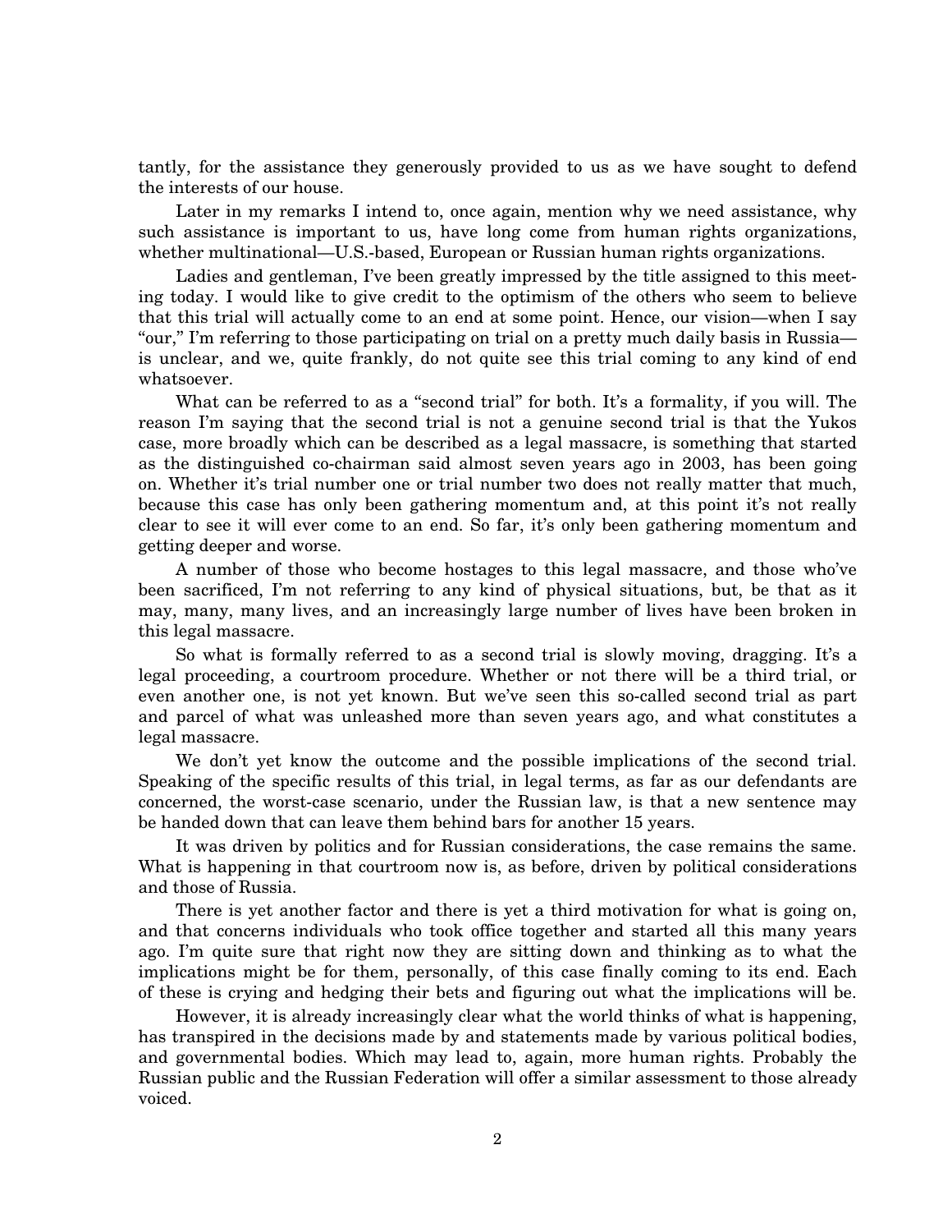tantly, for the assistance they generously provided to us as we have sought to defend the interests of our house.

Later in my remarks I intend to, once again, mention why we need assistance, why such assistance is important to us, have long come from human rights organizations, whether multinational—U.S.-based, European or Russian human rights organizations.

Ladies and gentleman, I've been greatly impressed by the title assigned to this meeting today. I would like to give credit to the optimism of the others who seem to believe that this trial will actually come to an end at some point. Hence, our vision—when I say "our," I'm referring to those participating on trial on a pretty much daily basis in Russia—is unclear, and we, quite frankly, do not quite see this trial coming to any kind of end whatsoever.

What can be referred to as a "second trial" for both. It's a formality, if you will. The reason I'm saying that the second trial is not a genuine second trial is that the Yukos case, more broadly which can be described as a legal massacre, is something that started as the distinguished co-chairman said almost seven years ago in 2003, has been going on. Whether it's trial number one or trial number two does not really matter that much, because this case has only been gathering momentum and, at this point it's not really clear to see it will ever come to an end. So far, it's only been gathering momentum and getting deeper and worse.

A number of those who become hostages to this legal massacre, and those who've been sacrificed, I'm not referring to any kind of physical situations, but, be that as it may, many, many lives, and an increasingly large number of lives have been broken in this legal massacre.

So what is formally referred to as a second trial is slowly moving, dragging. It's a legal proceeding, a courtroom procedure. Whether or not there will be a third trial, or even another one, is not yet known. But we've seen this so-called second trial as part and parcel of what was unleashed more than seven years ago, and what constitutes a legal massacre.

We don't yet know the outcome and the possible implications of the second trial. Speaking of the specific results of this trial, in legal terms, as far as our defendants are concerned, the worst-case scenario, under the Russian law, is that a new sentence may be handed down that can leave them behind bars for another 15 years.

It was driven by politics and for Russian considerations, the case remains the same. What is happening in that courtroom now is, as before, driven by political considerations and those of Russia.

There is yet another factor and there is yet a third motivation for what is going on, and that concerns individuals who took office together and started all this many years ago. I'm quite sure that right now they are sitting down and thinking as to what the implications might be for them, personally, of this case finally coming to its end. Each of these is crying and hedging their bets and figuring out what the implications will be.

However, it is already increasingly clear what the world thinks of what is happening, has transpired in the decisions made by and statements made by various political bodies, and governmental bodies. Which may lead to, again, more human rights. Probably the Russian public and the Russian Federation will offer a similar assessment to those already voiced.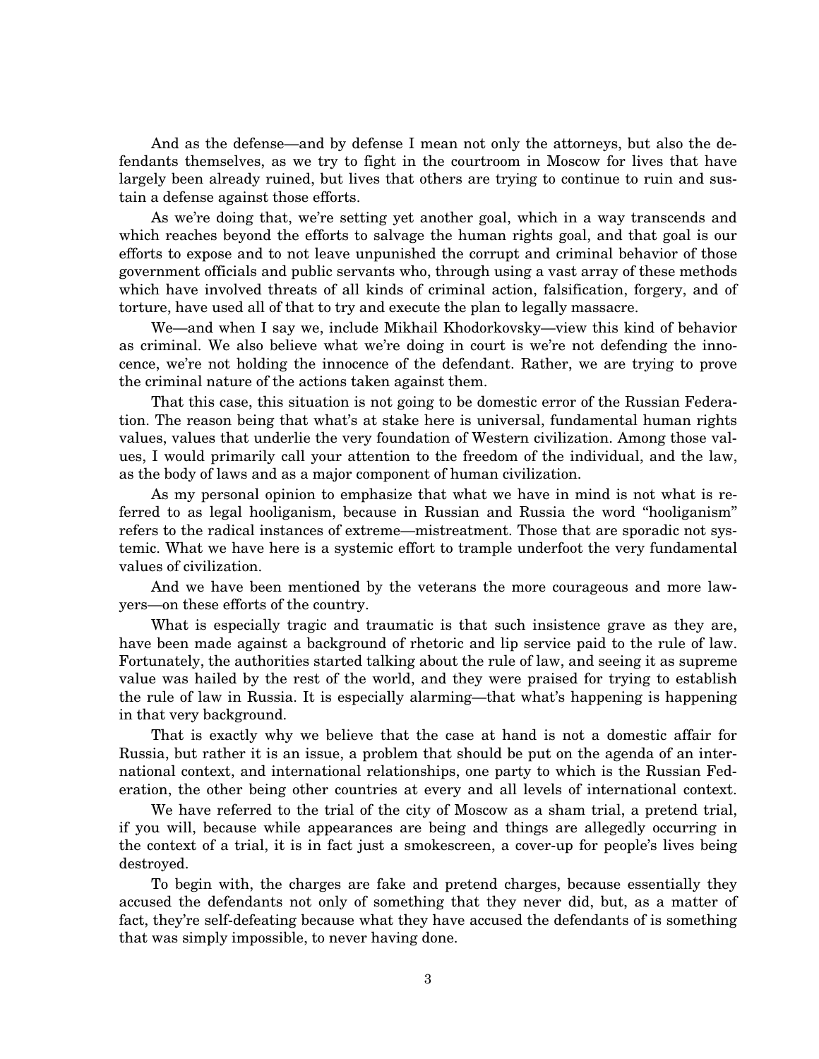And as the defense—and by defense I mean not only the attorneys, but also the defendants themselves, as we try to fight in the courtroom in Moscow for lives that have largely been already ruined, but lives that others are trying to continue to ruin and sustain a defense against those efforts.

As we're doing that, we're setting yet another goal, which in a way transcends and which reaches beyond the efforts to salvage the human rights goal, and that goal is our efforts to expose and to not leave unpunished the corrupt and criminal behavior of those government officials and public servants who, through using a vast array of these methods which have involved threats of all kinds of criminal action, falsification, forgery, and of torture, have used all of that to try and execute the plan to legally massacre.

We—and when I say we, include Mikhail Khodorkovsky—view this kind of behavior as criminal. We also believe what we're doing in court is we're not defending the innocence, we're not holding the innocence of the defendant. Rather, we are trying to prove the criminal nature of the actions taken against them.

That this case, this situation is not going to be domestic error of the Russian Federation. The reason being that what's at stake here is universal, fundamental human rights values, values that underlie the very foundation of Western civilization. Among those values, I would primarily call your attention to the freedom of the individual, and the law, as the body of laws and as a major component of human civilization.

As my personal opinion to emphasize that what we have in mind is not what is referred to as legal hooliganism, because in Russian and Russia the word "hooliganism" refers to the radical instances of extreme—mistreatment. Those that are sporadic not systemic. What we have here is a systemic effort to trample underfoot the very fundamental values of civilization.

And we have been mentioned by the veterans the more courageous and more lawyers—on these efforts of the country.

What is especially tragic and traumatic is that such insistence grave as they are, have been made against a background of rhetoric and lip service paid to the rule of law. Fortunately, the authorities started talking about the rule of law, and seeing it as supreme value was hailed by the rest of the world, and they were praised for trying to establish the rule of law in Russia. It is especially alarming—that what's happening is happening in that very background.

That is exactly why we believe that the case at hand is not a domestic affair for Russia, but rather it is an issue, a problem that should be put on the agenda of an international context, and international relationships, one party to which is the Russian Federation, the other being other countries at every and all levels of international context.

We have referred to the trial of the city of Moscow as a sham trial, a pretend trial, if you will, because while appearances are being and things are allegedly occurring in the context of a trial, it is in fact just a smokescreen, a cover-up for people's lives being destroyed.

To begin with, the charges are fake and pretend charges, because essentially they accused the defendants not only of something that they never did, but, as a matter of fact, they're self-defeating because what they have accused the defendants of is something that was simply impossible, to never having done.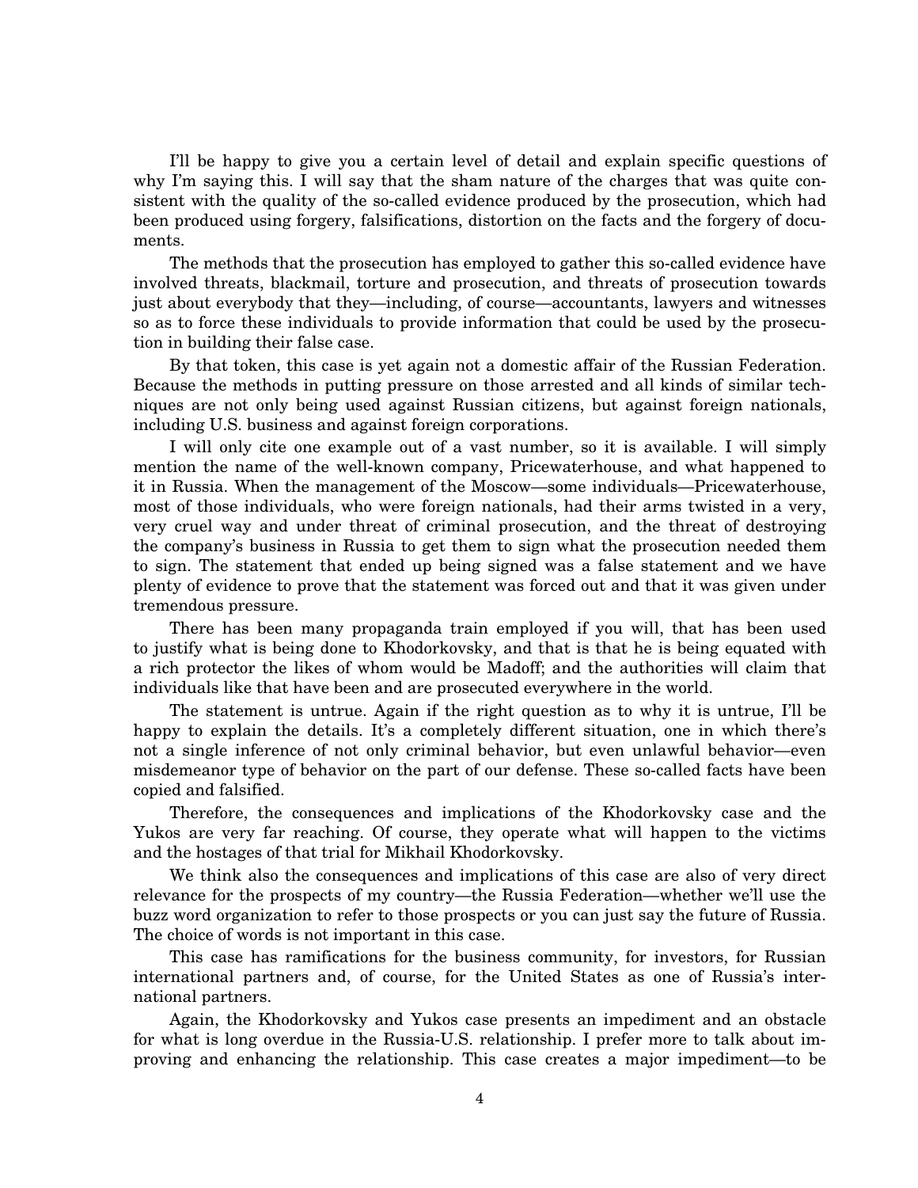I'll be happy to give you a certain level of detail and explain specific questions of why I'm saying this. I will say that the sham nature of the charges that was quite consistent with the quality of the so-called evidence produced by the prosecution, which had been produced using forgery, falsifications, distortion on the facts and the forgery of documents.

The methods that the prosecution has employed to gather this so-called evidence have involved threats, blackmail, torture and prosecution, and threats of prosecution towards just about everybody that they—including, of course—accountants, lawyers and witnesses so as to force these individuals to provide information that could be used by the prosecution in building their false case.

By that token, this case is yet again not a domestic affair of the Russian Federation. Because the methods in putting pressure on those arrested and all kinds of similar techniques are not only being used against Russian citizens, but against foreign nationals, including U.S. business and against foreign corporations.

I will only cite one example out of a vast number, so it is available. I will simply mention the name of the well-known company, Pricewaterhouse, and what happened to it in Russia. When the management of the Moscow—some individuals—Pricewaterhouse, most of those individuals, who were foreign nationals, had their arms twisted in a very, very cruel way and under threat of criminal prosecution, and the threat of destroying the company's business in Russia to get them to sign what the prosecution needed them to sign. The statement that ended up being signed was a false statement and we have plenty of evidence to prove that the statement was forced out and that it was given under tremendous pressure.

There has been many propaganda train employed if you will, that has been used to justify what is being done to Khodorkovsky, and that is that he is being equated with a rich protector the likes of whom would be Madoff; and the authorities will claim that individuals like that have been and are prosecuted everywhere in the world.

The statement is untrue. Again if the right question as to why it is untrue, I'll be happy to explain the details. It's a completely different situation, one in which there's not a single inference of not only criminal behavior, but even unlawful behavior—even misdemeanor type of behavior on the part of our defense. These so-called facts have been copied and falsified.

Therefore, the consequences and implications of the Khodorkovsky case and the Yukos are very far reaching. Of course, they operate what will happen to the victims and the hostages of that trial for Mikhail Khodorkovsky.

We think also the consequences and implications of this case are also of very direct relevance for the prospects of my country—the Russia Federation—whether we'll use the buzz word organization to refer to those prospects or you can just say the future of Russia. The choice of words is not important in this case.

This case has ramifications for the business community, for investors, for Russian international partners and, of course, for the United States as one of Russia's international partners.

Again, the Khodorkovsky and Yukos case presents an impediment and an obstacle for what is long overdue in the Russia-U.S. relationship. I prefer more to talk about improving and enhancing the relationship. This case creates a major impediment—to be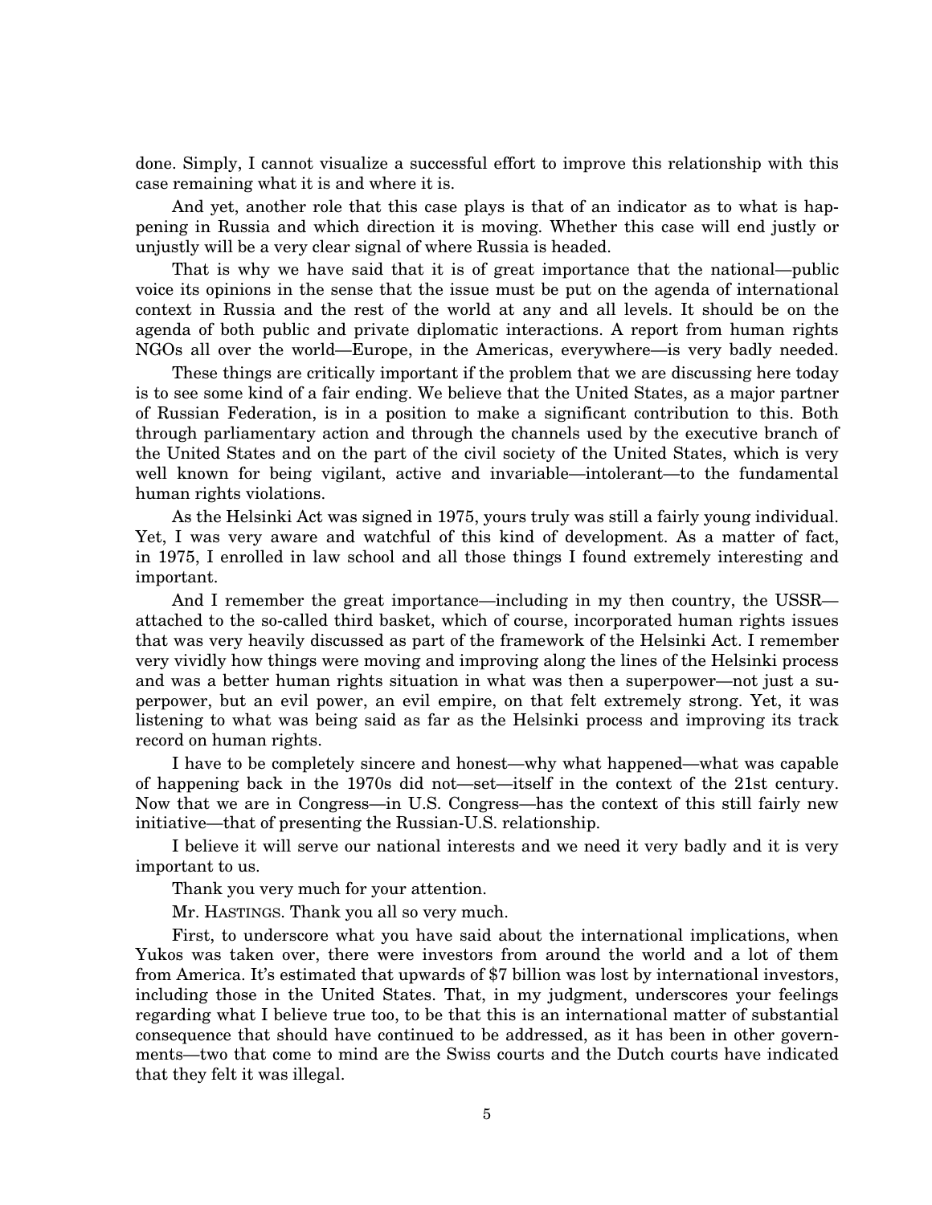done. Simply, I cannot visualize a successful effort to improve this relationship with this case remaining what it is and where it is.

And yet, another role that this case plays is that of an indicator as to what is happening in Russia and which direction it is moving. Whether this case will end justly or unjustly will be a very clear signal of where Russia is headed.

That is why we have said that it is of great importance that the national—public voice its opinions in the sense that the issue must be put on the agenda of international context in Russia and the rest of the world at any and all levels. It should be on the agenda of both public and private diplomatic interactions. A report from human rights NGOs all over the world—Europe, in the Americas, everywhere—is very badly needed.

These things are critically important if the problem that we are discussing here today is to see some kind of a fair ending. We believe that the United States, as a major partner of Russian Federation, is in a position to make a significant contribution to this. Both through parliamentary action and through the channels used by the executive branch of the United States and on the part of the civil society of the United States, which is very well known for being vigilant, active and invariable—intolerant—to the fundamental human rights violations.

As the Helsinki Act was signed in 1975, yours truly was still a fairly young individual. Yet, I was very aware and watchful of this kind of development. As a matter of fact, in 1975, I enrolled in law school and all those things I found extremely interesting and important.

And I remember the great importance—including in my then country, the USSR—attached to the so-called third basket, which of course, incorporated human rights issues that was very heavily discussed as part of the framework of the Helsinki Act. I remember very vividly how things were moving and improving along the lines of the Helsinki process and was a better human rights situation in what was then a superpower—not just a superpower, but an evil power, an evil empire, on that felt extremely strong. Yet, it was listening to what was being said as far as the Helsinki process and improving its track record on human rights.

I have to be completely sincere and honest—why what happened—what was capable of happening back in the 1970s did not—set—itself in the context of the 21st century. Now that we are in Congress—in U.S. Congress—has the context of this still fairly new initiative—that of presenting the Russian-U.S. relationship.

I believe it will serve our national interests and we need it very badly and it is very important to us.

Thank you very much for your attention.

Mr. HASTINGS. Thank you all so very much.

First, to underscore what you have said about the international implications, when Yukos was taken over, there were investors from around the world and a lot of them from America. It's estimated that upwards of $7 billion was lost by international investors, including those in the United States. That, in my judgment, underscores your feelings regarding what I believe true too, to be that this is an international matter of substantial consequence that should have continued to be addressed, as it has been in other governments—two that come to mind are the Swiss courts and the Dutch courts have indicated that they felt it was illegal.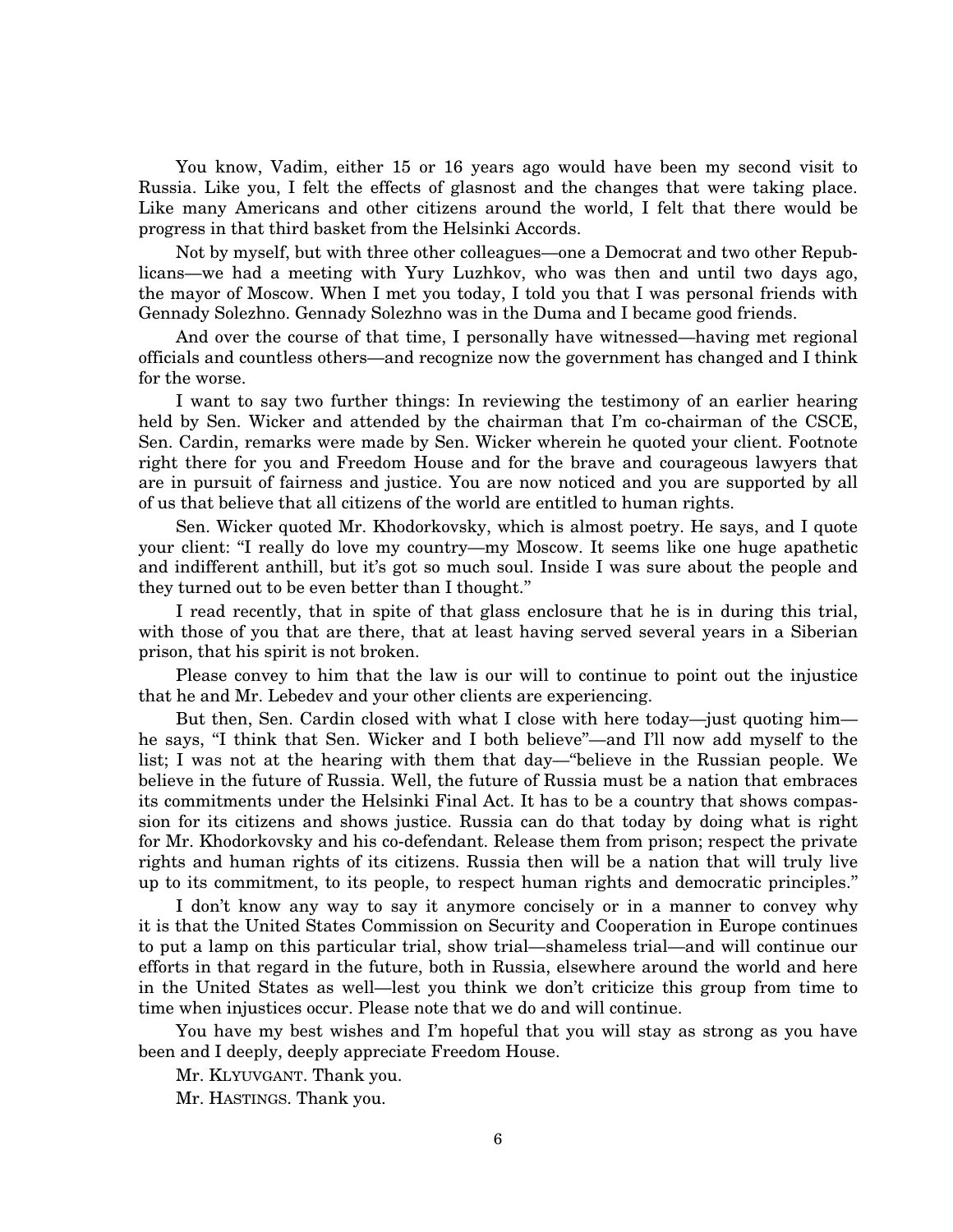You know, Vadim, either 15 or 16 years ago would have been my second visit to Russia. Like you, I felt the effects of glasnost and the changes that were taking place. Like many Americans and other citizens around the world, I felt that there would be progress in that third basket from the Helsinki Accords.

Not by myself, but with three other colleagues—one a Democrat and two other Republicans—we had a meeting with Yury Luzhkov, who was then and until two days ago, the mayor of Moscow. When I met you today, I told you that I was personal friends with Gennady Solezhno. Gennady Solezhno was in the Duma and I became good friends.

And over the course of that time, I personally have witnessed—having met regional officials and countless others—and recognize now the government has changed and I think for the worse.

I want to say two further things: In reviewing the testimony of an earlier hearing held by Sen. Wicker and attended by the chairman that I'm co-chairman of the CSCE, Sen. Cardin, remarks were made by Sen. Wicker wherein he quoted your client. Footnote right there for you and Freedom House and for the brave and courageous lawyers that are in pursuit of fairness and justice. You are now noticed and you are supported by all of us that believe that all citizens of the world are entitled to human rights.

Sen. Wicker quoted Mr. Khodorkovsky, which is almost poetry. He says, and I quote your client: "I really do love my country—my Moscow. It seems like one huge apathetic and indifferent anthill, but it's got so much soul. Inside I was sure about the people and they turned out to be even better than I thought."

I read recently, that in spite of that glass enclosure that he is in during this trial, with those of you that are there, that at least having served several years in a Siberian prison, that his spirit is not broken.

Please convey to him that the law is our will to continue to point out the injustice that he and Mr. Lebedev and your other clients are experiencing.

But then, Sen. Cardin closed with what I close with here today—just quoting him—he says, "I think that Sen. Wicker and I both believe"—and I'll now add myself to the list; I was not at the hearing with them that day—"believe in the Russian people. We believe in the future of Russia. Well, the future of Russia must be a nation that embraces its commitments under the Helsinki Final Act. It has to be a country that shows compassion for its citizens and shows justice. Russia can do that today by doing what is right for Mr. Khodorkovsky and his co-defendant. Release them from prison; respect the private rights and human rights of its citizens. Russia then will be a nation that will truly live up to its commitment, to its people, to respect human rights and democratic principles."

I don't know any way to say it anymore concisely or in a manner to convey why it is that the United States Commission on Security and Cooperation in Europe continues to put a lamp on this particular trial, show trial—shameless trial—and will continue our efforts in that regard in the future, both in Russia, elsewhere around the world and here in the United States as well—lest you think we don't criticize this group from time to time when injustices occur. Please note that we do and will continue.

You have my best wishes and I'm hopeful that you will stay as strong as you have been and I deeply, deeply appreciate Freedom House.

Mr. KLYUVGANT. Thank you.

Mr. HASTINGS. Thank you.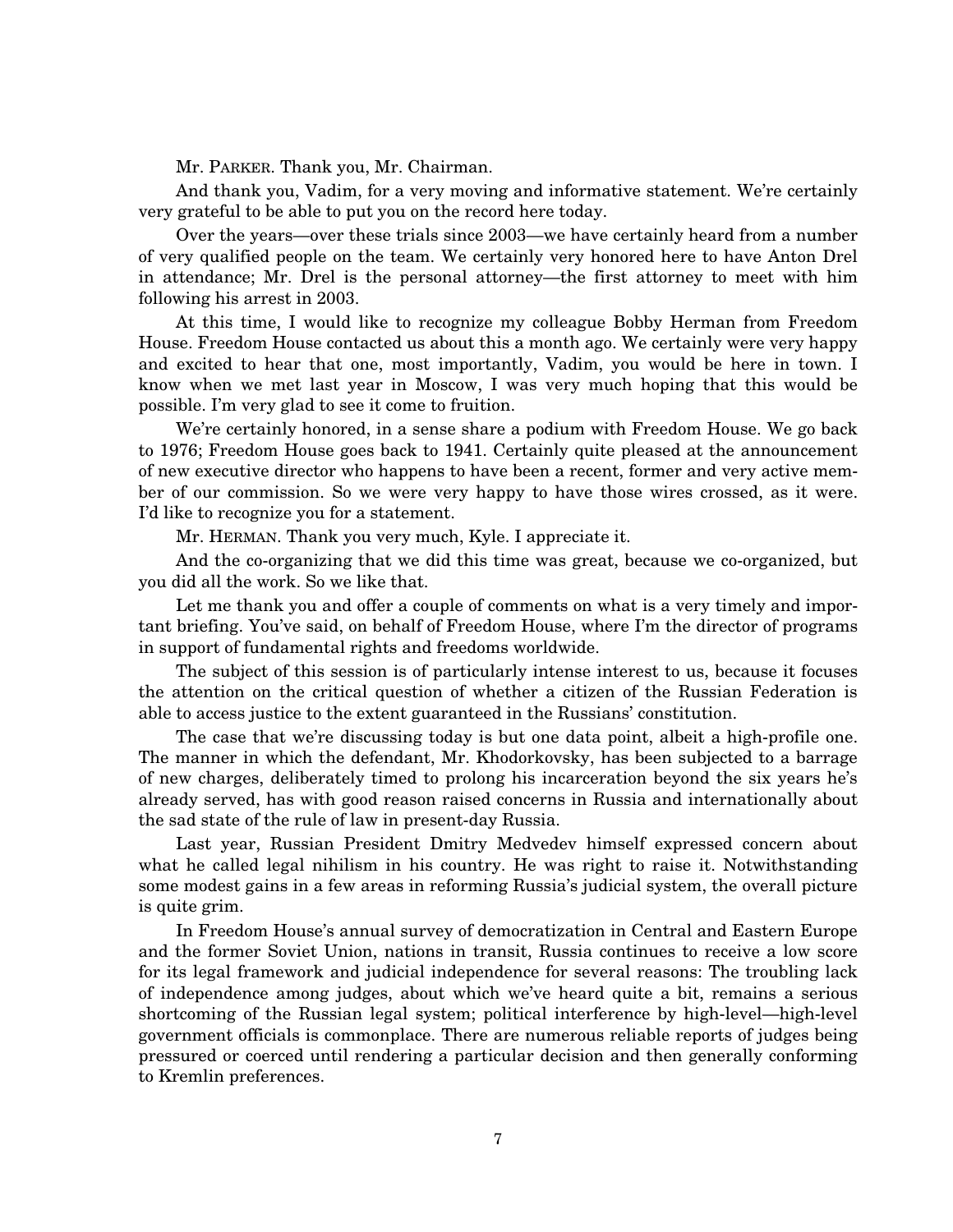Mr. PARKER. Thank you, Mr. Chairman.

And thank you, Vadim, for a very moving and informative statement. We're certainly very grateful to be able to put you on the record here today.

Over the years—over these trials since 2003—we have certainly heard from a number of very qualified people on the team. We certainly very honored here to have Anton Drel in attendance; Mr. Drel is the personal attorney—the first attorney to meet with him following his arrest in 2003.

At this time, I would like to recognize my colleague Bobby Herman from Freedom House. Freedom House contacted us about this a month ago. We certainly were very happy and excited to hear that one, most importantly, Vadim, you would be here in town. I know when we met last year in Moscow, I was very much hoping that this would be possible. I'm very glad to see it come to fruition.

We're certainly honored, in a sense share a podium with Freedom House. We go back to 1976; Freedom House goes back to 1941. Certainly quite pleased at the announcement of new executive director who happens to have been a recent, former and very active member of our commission. So we were very happy to have those wires crossed, as it were. I'd like to recognize you for a statement.

Mr. HERMAN. Thank you very much, Kyle. I appreciate it.

And the co-organizing that we did this time was great, because we co-organized, but you did all the work. So we like that.

Let me thank you and offer a couple of comments on what is a very timely and important briefing. You've said, on behalf of Freedom House, where I'm the director of programs in support of fundamental rights and freedoms worldwide.

The subject of this session is of particularly intense interest to us, because it focuses the attention on the critical question of whether a citizen of the Russian Federation is able to access justice to the extent guaranteed in the Russians' constitution.

The case that we're discussing today is but one data point, albeit a high-profile one. The manner in which the defendant, Mr. Khodorkovsky, has been subjected to a barrage of new charges, deliberately timed to prolong his incarceration beyond the six years he's already served, has with good reason raised concerns in Russia and internationally about the sad state of the rule of law in present-day Russia.

Last year, Russian President Dmitry Medvedev himself expressed concern about what he called legal nihilism in his country. He was right to raise it. Notwithstanding some modest gains in a few areas in reforming Russia's judicial system, the overall picture is quite grim.

In Freedom House's annual survey of democratization in Central and Eastern Europe and the former Soviet Union, nations in transit, Russia continues to receive a low score for its legal framework and judicial independence for several reasons: The troubling lack of independence among judges, about which we've heard quite a bit, remains a serious shortcoming of the Russian legal system; political interference by high-level—high-level government officials is commonplace. There are numerous reliable reports of judges being pressured or coerced until rendering a particular decision and then generally conforming to Kremlin preferences.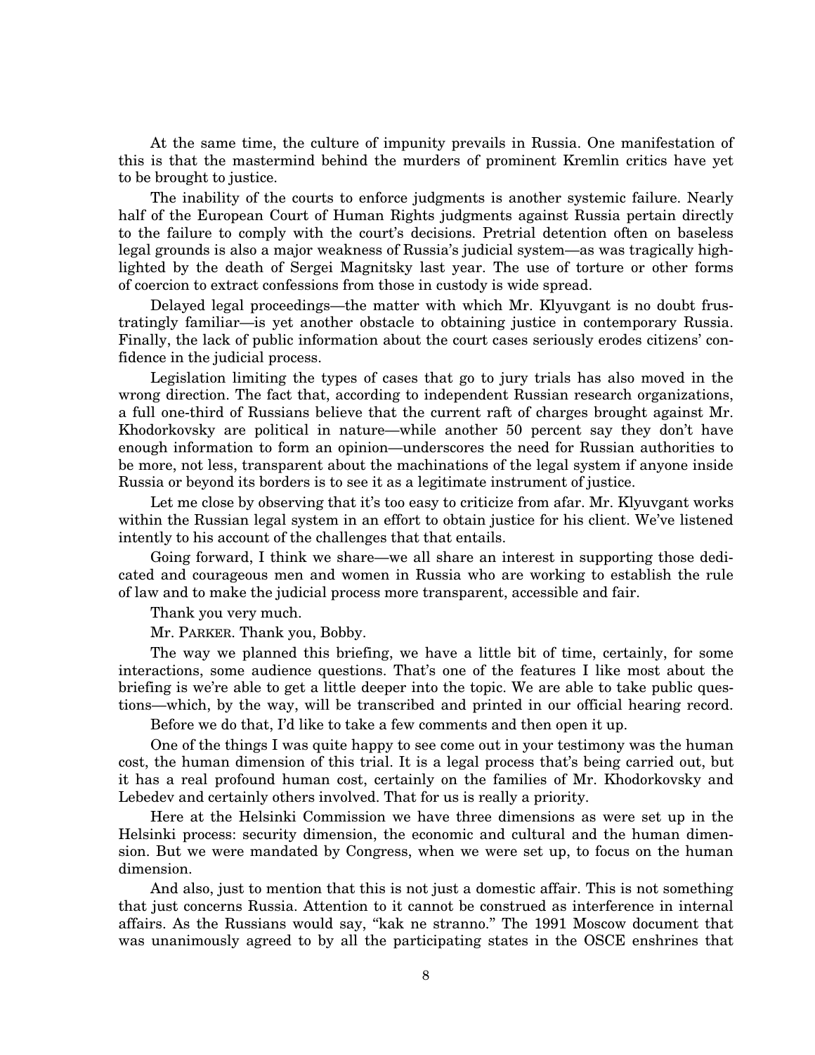At the same time, the culture of impunity prevails in Russia. One manifestation of this is that the mastermind behind the murders of prominent Kremlin critics have yet to be brought to justice.

The inability of the courts to enforce judgments is another systemic failure. Nearly half of the European Court of Human Rights judgments against Russia pertain directly to the failure to comply with the court's decisions. Pretrial detention often on baseless legal grounds is also a major weakness of Russia's judicial system—as was tragically highlighted by the death of Sergei Magnitsky last year. The use of torture or other forms of coercion to extract confessions from those in custody is wide spread.

Delayed legal proceedings—the matter with which Mr. Klyuvgant is no doubt frustratingly familiar—is yet another obstacle to obtaining justice in contemporary Russia. Finally, the lack of public information about the court cases seriously erodes citizens' confidence in the judicial process.

Legislation limiting the types of cases that go to jury trials has also moved in the wrong direction. The fact that, according to independent Russian research organizations, a full one-third of Russians believe that the current raft of charges brought against Mr. Khodorkovsky are political in nature—while another 50 percent say they don't have enough information to form an opinion—underscores the need for Russian authorities to be more, not less, transparent about the machinations of the legal system if anyone inside Russia or beyond its borders is to see it as a legitimate instrument of justice.

Let me close by observing that it's too easy to criticize from afar. Mr. Klyuvgant works within the Russian legal system in an effort to obtain justice for his client. We've listened intently to his account of the challenges that that entails.

Going forward, I think we share—we all share an interest in supporting those dedicated and courageous men and women in Russia who are working to establish the rule of law and to make the judicial process more transparent, accessible and fair.

Thank you very much.

Mr. PARKER. Thank you, Bobby.

The way we planned this briefing, we have a little bit of time, certainly, for some interactions, some audience questions. That's one of the features I like most about the briefing is we're able to get a little deeper into the topic. We are able to take public questions—which, by the way, will be transcribed and printed in our official hearing record.

Before we do that, I'd like to take a few comments and then open it up.

One of the things I was quite happy to see come out in your testimony was the human cost, the human dimension of this trial. It is a legal process that's being carried out, but it has a real profound human cost, certainly on the families of Mr. Khodorkovsky and Lebedev and certainly others involved. That for us is really a priority.

Here at the Helsinki Commission we have three dimensions as were set up in the Helsinki process: security dimension, the economic and cultural and the human dimension. But we were mandated by Congress, when we were set up, to focus on the human dimension.

And also, just to mention that this is not just a domestic affair. This is not something that just concerns Russia. Attention to it cannot be construed as interference in internal affairs. As the Russians would say, "kak ne stranno." The 1991 Moscow document that was unanimously agreed to by all the participating states in the OSCE enshrines that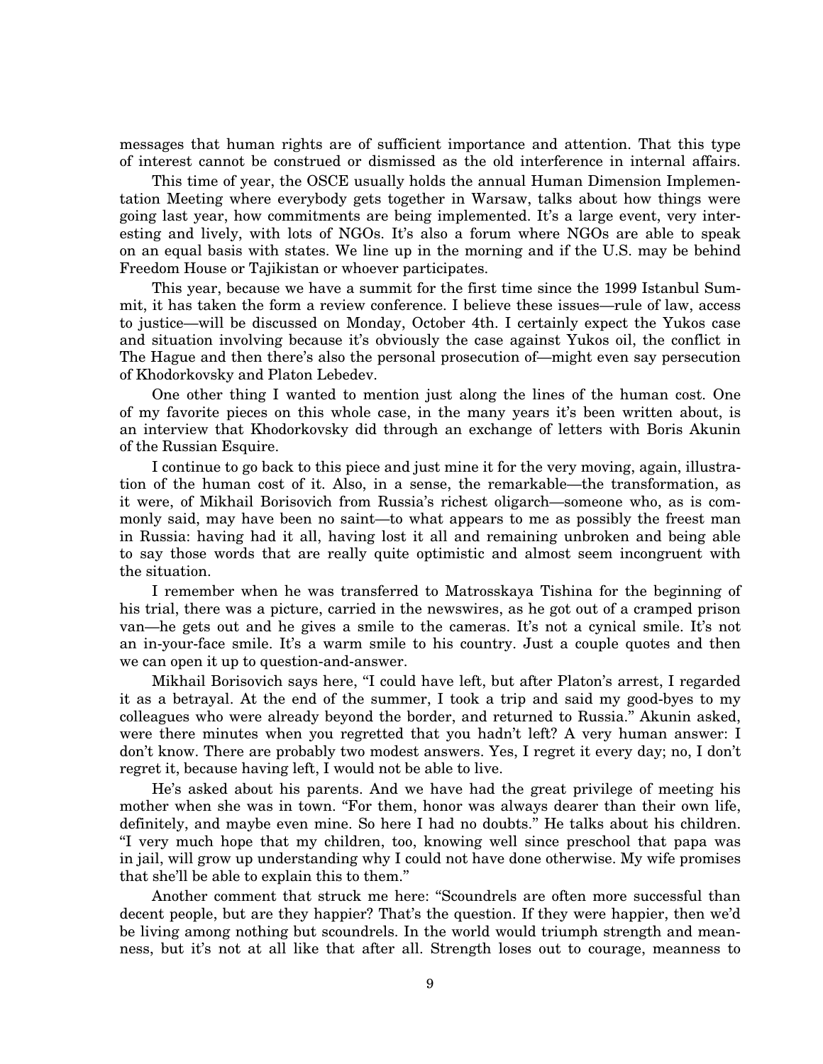messages that human rights are of sufficient importance and attention. That this type of interest cannot be construed or dismissed as the old interference in internal affairs.

This time of year, the OSCE usually holds the annual Human Dimension Implementation Meeting where everybody gets together in Warsaw, talks about how things were going last year, how commitments are being implemented. It's a large event, very interesting and lively, with lots of NGOs. It's also a forum where NGOs are able to speak on an equal basis with states. We line up in the morning and if the U.S. may be behind Freedom House or Tajikistan or whoever participates.

This year, because we have a summit for the first time since the 1999 Istanbul Summit, it has taken the form a review conference. I believe these issues—rule of law, access to justice—will be discussed on Monday, October 4th. I certainly expect the Yukos case and situation involving because it's obviously the case against Yukos oil, the conflict in The Hague and then there's also the personal prosecution of—might even say persecution of Khodorkovsky and Platon Lebedev.

One other thing I wanted to mention just along the lines of the human cost. One of my favorite pieces on this whole case, in the many years it's been written about, is an interview that Khodorkovsky did through an exchange of letters with Boris Akunin of the Russian Esquire.

I continue to go back to this piece and just mine it for the very moving, again, illustration of the human cost of it. Also, in a sense, the remarkable—the transformation, as it were, of Mikhail Borisovich from Russia's richest oligarch—someone who, as is commonly said, may have been no saint—to what appears to me as possibly the freest man in Russia: having had it all, having lost it all and remaining unbroken and being able to say those words that are really quite optimistic and almost seem incongruent with the situation.

I remember when he was transferred to Matrosskaya Tishina for the beginning of his trial, there was a picture, carried in the newswires, as he got out of a cramped prison van—he gets out and he gives a smile to the cameras. It's not a cynical smile. It's not an in-your-face smile. It's a warm smile to his country. Just a couple quotes and then we can open it up to question-and-answer.

Mikhail Borisovich says here, "I could have left, but after Platon's arrest, I regarded it as a betrayal. At the end of the summer, I took a trip and said my good-byes to my colleagues who were already beyond the border, and returned to Russia." Akunin asked, were there minutes when you regretted that you hadn't left? A very human answer: I don't know. There are probably two modest answers. Yes, I regret it every day; no, I don't regret it, because having left, I would not be able to live.

He's asked about his parents. And we have had the great privilege of meeting his mother when she was in town. "For them, honor was always dearer than their own life, definitely, and maybe even mine. So here I had no doubts." He talks about his children. "I very much hope that my children, too, knowing well since preschool that papa was in jail, will grow up understanding why I could not have done otherwise. My wife promises that she'll be able to explain this to them."

Another comment that struck me here: "Scoundrels are often more successful than decent people, but are they happier? That's the question. If they were happier, then we'd be living among nothing but scoundrels. In the world would triumph strength and meanness, but it's not at all like that after all. Strength loses out to courage, meanness to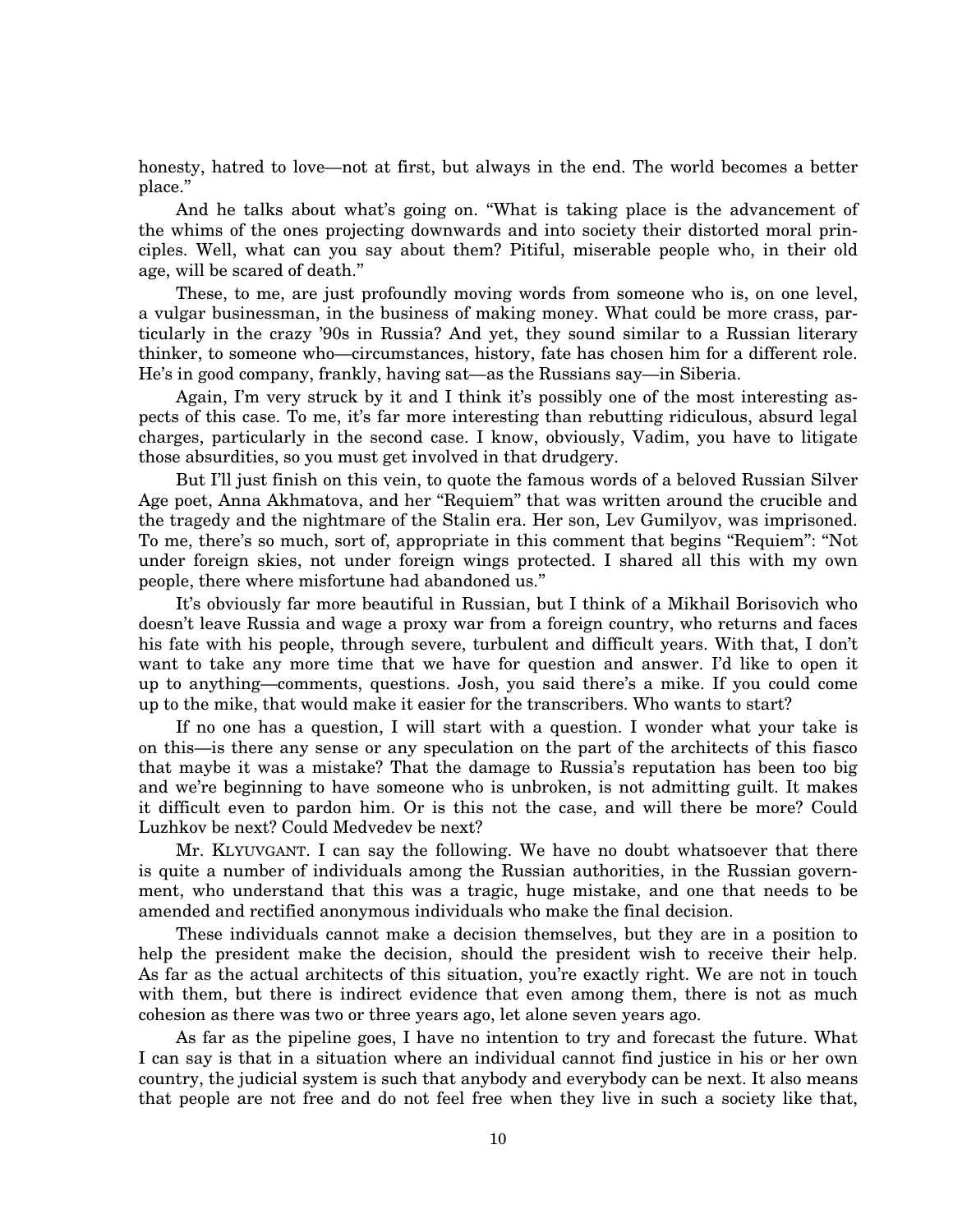honesty, hatred to love—not at first, but always in the end. The world becomes a better place."

And he talks about what's going on. "What is taking place is the advancement of the whims of the ones projecting downwards and into society their distorted moral principles. Well, what can you say about them? Pitiful, miserable people who, in their old age, will be scared of death."

These, to me, are just profoundly moving words from someone who is, on one level, a vulgar businessman, in the business of making money. What could be more crass, particularly in the crazy '90s in Russia? And yet, they sound similar to a Russian literary thinker, to someone who—circumstances, history, fate has chosen him for a different role. He's in good company, frankly, having sat—as the Russians say—in Siberia.

Again, I'm very struck by it and I think it's possibly one of the most interesting aspects of this case. To me, it's far more interesting than rebutting ridiculous, absurd legal charges, particularly in the second case. I know, obviously, Vadim, you have to litigate those absurdities, so you must get involved in that drudgery.

But I'll just finish on this vein, to quote the famous words of a beloved Russian Silver Age poet, Anna Akhmatova, and her "Requiem" that was written around the crucible and the tragedy and the nightmare of the Stalin era. Her son, Lev Gumilyov, was imprisoned. To me, there's so much, sort of, appropriate in this comment that begins "Requiem": "Not under foreign skies, not under foreign wings protected. I shared all this with my own people, there where misfortune had abandoned us."

It's obviously far more beautiful in Russian, but I think of a Mikhail Borisovich who doesn't leave Russia and wage a proxy war from a foreign country, who returns and faces his fate with his people, through severe, turbulent and difficult years. With that, I don't want to take any more time that we have for question and answer. I'd like to open it up to anything—comments, questions. Josh, you said there's a mike. If you could come up to the mike, that would make it easier for the transcribers. Who wants to start?

If no one has a question, I will start with a question. I wonder what your take is on this—is there any sense or any speculation on the part of the architects of this fiasco that maybe it was a mistake? That the damage to Russia's reputation has been too big and we're beginning to have someone who is unbroken, is not admitting guilt. It makes it difficult even to pardon him. Or is this not the case, and will there be more? Could Luzhkov be next? Could Medvedev be next?

Mr. KLYUVGANT. I can say the following. We have no doubt whatsoever that there is quite a number of individuals among the Russian authorities, in the Russian government, who understand that this was a tragic, huge mistake, and one that needs to be amended and rectified anonymous individuals who make the final decision.

These individuals cannot make a decision themselves, but they are in a position to help the president make the decision, should the president wish to receive their help. As far as the actual architects of this situation, you're exactly right. We are not in touch with them, but there is indirect evidence that even among them, there is not as much cohesion as there was two or three years ago, let alone seven years ago.

As far as the pipeline goes, I have no intention to try and forecast the future. What I can say is that in a situation where an individual cannot find justice in his or her own country, the judicial system is such that anybody and everybody can be next. It also means that people are not free and do not feel free when they live in such a society like that,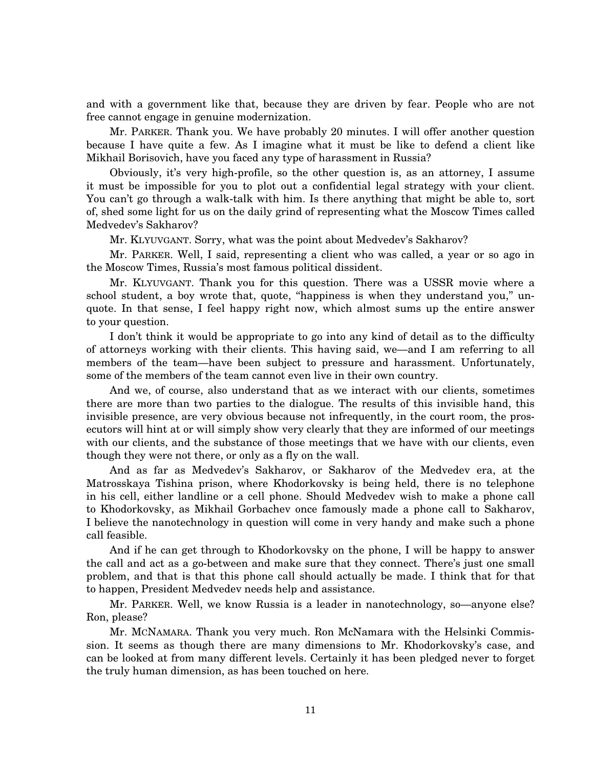and with a government like that, because they are driven by fear. People who are not free cannot engage in genuine modernization.

Mr. PARKER. Thank you. We have probably 20 minutes. I will offer another question because I have quite a few. As I imagine what it must be like to defend a client like Mikhail Borisovich, have you faced any type of harassment in Russia?

Obviously, it's very high-profile, so the other question is, as an attorney, I assume it must be impossible for you to plot out a confidential legal strategy with your client. You can't go through a walk-talk with him. Is there anything that might be able to, sort of, shed some light for us on the daily grind of representing what the Moscow Times called Medvedev's Sakharov?

Mr. KLYUVGANT. Sorry, what was the point about Medvedev's Sakharov?

Mr. PARKER. Well, I said, representing a client who was called, a year or so ago in the Moscow Times, Russia's most famous political dissident.

Mr. KLYUVGANT. Thank you for this question. There was a USSR movie where a school student, a boy wrote that, quote, "happiness is when they understand you," unquote. In that sense, I feel happy right now, which almost sums up the entire answer to your question.

I don't think it would be appropriate to go into any kind of detail as to the difficulty of attorneys working with their clients. This having said, we—and I am referring to all members of the team—have been subject to pressure and harassment. Unfortunately, some of the members of the team cannot even live in their own country.

And we, of course, also understand that as we interact with our clients, sometimes there are more than two parties to the dialogue. The results of this invisible hand, this invisible presence, are very obvious because not infrequently, in the court room, the prosecutors will hint at or will simply show very clearly that they are informed of our meetings with our clients, and the substance of those meetings that we have with our clients, even though they were not there, or only as a fly on the wall.

And as far as Medvedev's Sakharov, or Sakharov of the Medvedev era, at the Matrosskaya Tishina prison, where Khodorkovsky is being held, there is no telephone in his cell, either landline or a cell phone. Should Medvedev wish to make a phone call to Khodorkovsky, as Mikhail Gorbachev once famously made a phone call to Sakharov, I believe the nanotechnology in question will come in very handy and make such a phone call feasible.

And if he can get through to Khodorkovsky on the phone, I will be happy to answer the call and act as a go-between and make sure that they connect. There's just one small problem, and that is that this phone call should actually be made. I think that for that to happen, President Medvedev needs help and assistance.

Mr. PARKER. Well, we know Russia is a leader in nanotechnology, so—anyone else? Ron, please?

Mr. MCNAMARA. Thank you very much. Ron McNamara with the Helsinki Commission. It seems as though there are many dimensions to Mr. Khodorkovsky's case, and can be looked at from many different levels. Certainly it has been pledged never to forget the truly human dimension, as has been touched on here.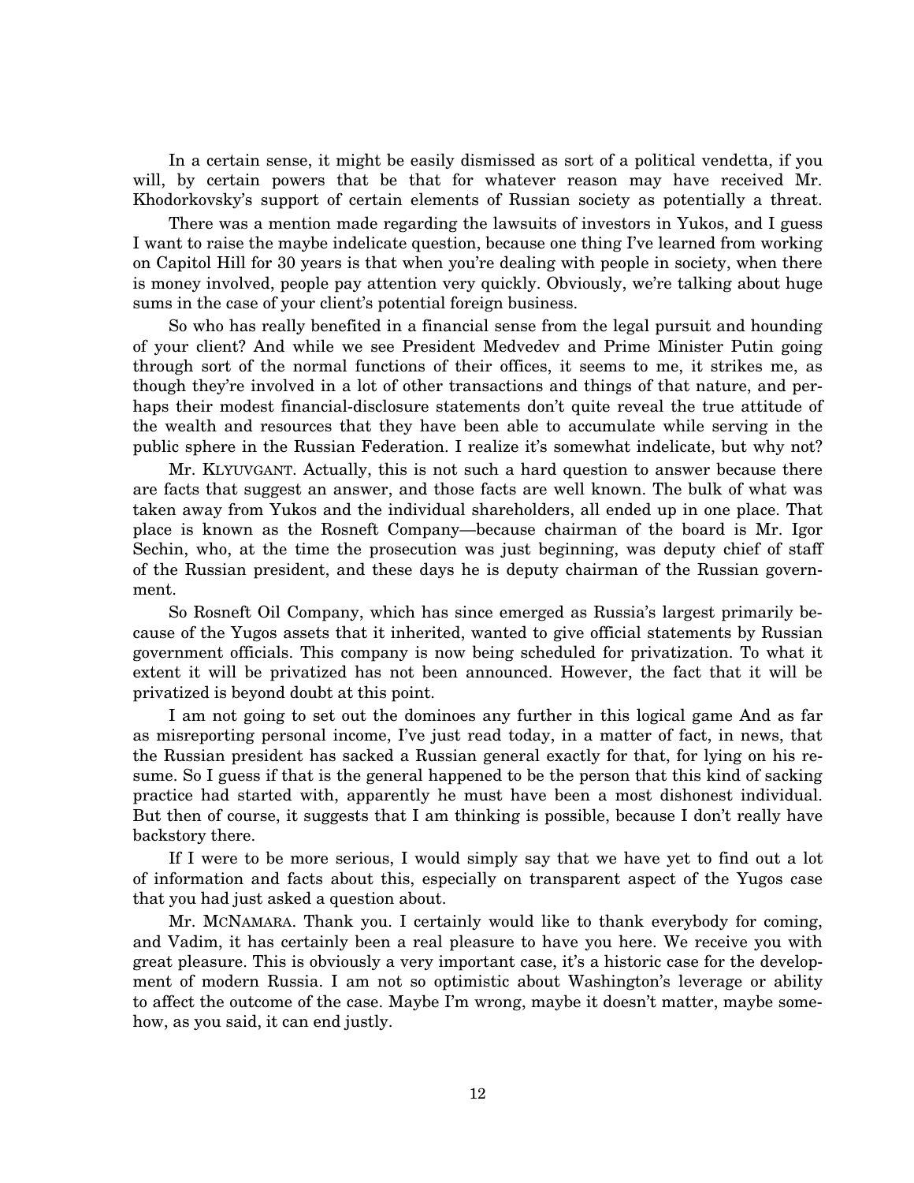In a certain sense, it might be easily dismissed as sort of a political vendetta, if you will, by certain powers that be that for whatever reason may have received Mr. Khodorkovsky's support of certain elements of Russian society as potentially a threat.

There was a mention made regarding the lawsuits of investors in Yukos, and I guess I want to raise the maybe indelicate question, because one thing I've learned from working on Capitol Hill for 30 years is that when you're dealing with people in society, when there is money involved, people pay attention very quickly. Obviously, we're talking about huge sums in the case of your client's potential foreign business.

So who has really benefited in a financial sense from the legal pursuit and hounding of your client? And while we see President Medvedev and Prime Minister Putin going through sort of the normal functions of their offices, it seems to me, it strikes me, as though they're involved in a lot of other transactions and things of that nature, and perhaps their modest financial-disclosure statements don't quite reveal the true attitude of the wealth and resources that they have been able to accumulate while serving in the public sphere in the Russian Federation. I realize it's somewhat indelicate, but why not?

Mr. KLYUVGANT. Actually, this is not such a hard question to answer because there are facts that suggest an answer, and those facts are well known. The bulk of what was taken away from Yukos and the individual shareholders, all ended up in one place. That place is known as the Rosneft Company—because chairman of the board is Mr. Igor Sechin, who, at the time the prosecution was just beginning, was deputy chief of staff of the Russian president, and these days he is deputy chairman of the Russian government.

So Rosneft Oil Company, which has since emerged as Russia's largest primarily because of the Yugos assets that it inherited, wanted to give official statements by Russian government officials. This company is now being scheduled for privatization. To what it extent it will be privatized has not been announced. However, the fact that it will be privatized is beyond doubt at this point.

I am not going to set out the dominoes any further in this logical game And as far as misreporting personal income, I've just read today, in a matter of fact, in news, that the Russian president has sacked a Russian general exactly for that, for lying on his resume. So I guess if that is the general happened to be the person that this kind of sacking practice had started with, apparently he must have been a most dishonest individual. But then of course, it suggests that I am thinking is possible, because I don't really have backstory there.

If I were to be more serious, I would simply say that we have yet to find out a lot of information and facts about this, especially on transparent aspect of the Yugos case that you had just asked a question about.

Mr. MCNAMARA. Thank you. I certainly would like to thank everybody for coming, and Vadim, it has certainly been a real pleasure to have you here. We receive you with great pleasure. This is obviously a very important case, it's a historic case for the development of modern Russia. I am not so optimistic about Washington's leverage or ability to affect the outcome of the case. Maybe I'm wrong, maybe it doesn't matter, maybe somehow, as you said, it can end justly.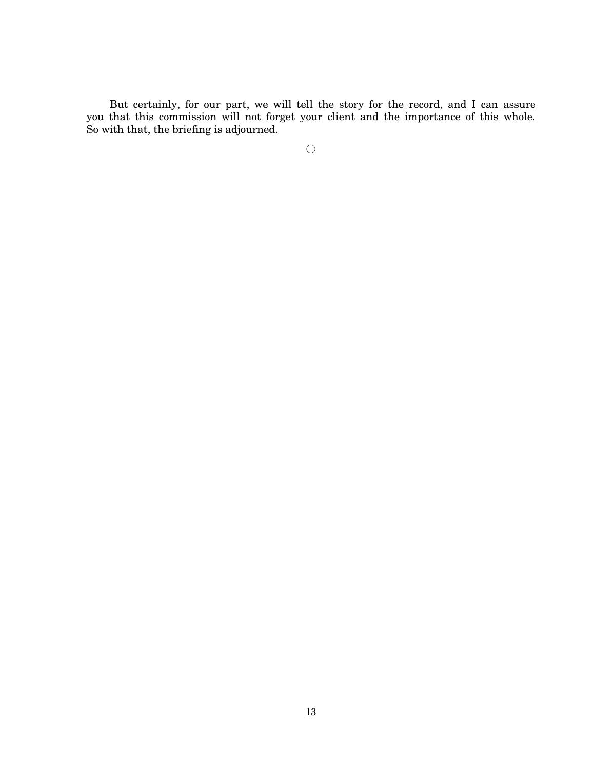But certainly, for our part, we will tell the story for the record, and I can assure you that this commission will not forget your client and the importance of this whole. So with that, the briefing is adjourned.

○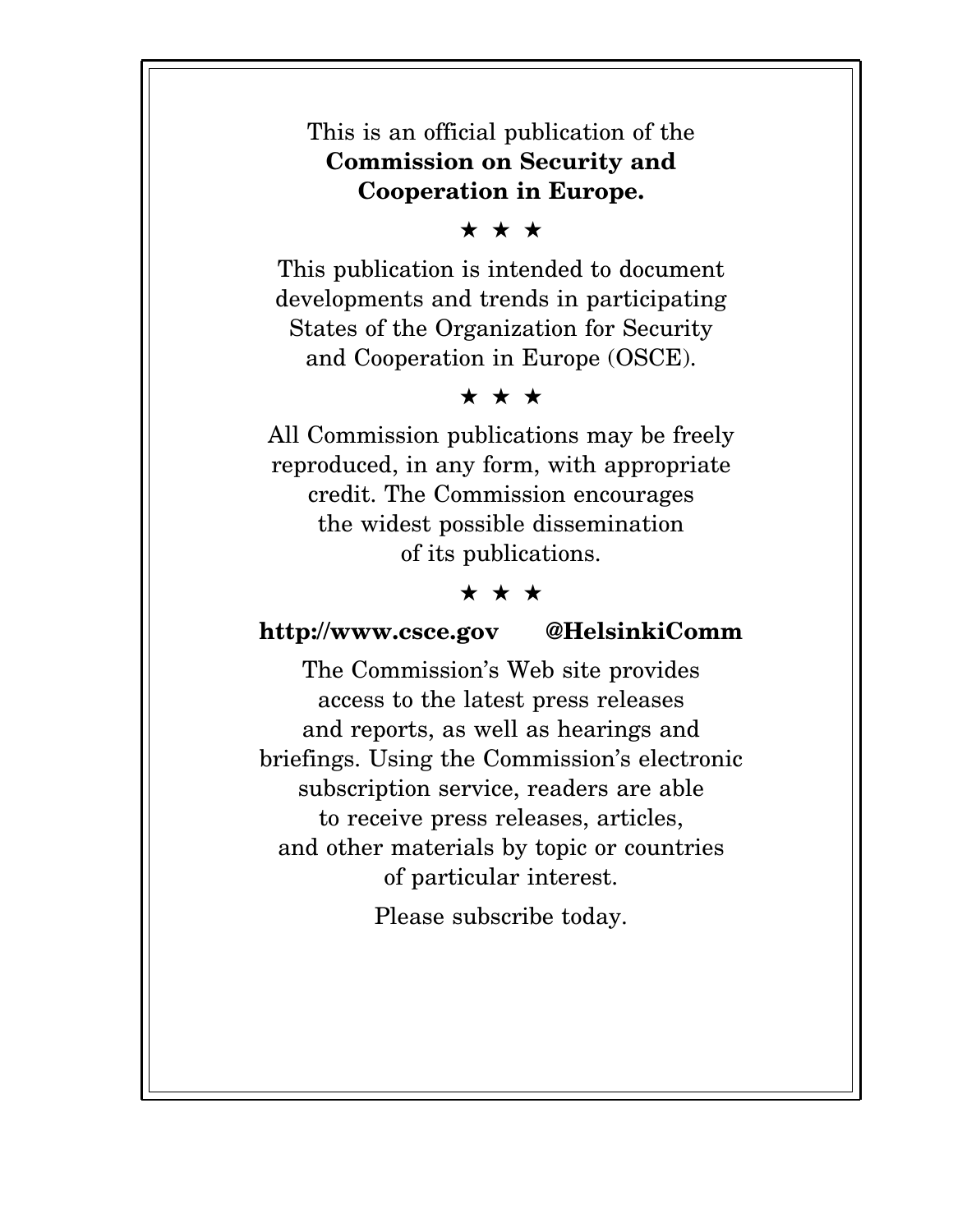This is an official publication of the
**Commission on Security and Cooperation in Europe.**

★ ★ ★

This publication is intended to document developments and trends in participating States of the Organization for Security and Cooperation in Europe (OSCE).

★ ★ ★

All Commission publications may be freely reproduced, in any form, with appropriate credit. The Commission encourages the widest possible dissemination of its publications.

★ ★ ★

**http://www.csce.gov** **@HelsinkiComm**

The Commission's Web site provides access to the latest press releases and reports, as well as hearings and briefings. Using the Commission's electronic subscription service, readers are able to receive press releases, articles, and other materials by topic or countries of particular interest.

Please subscribe today.